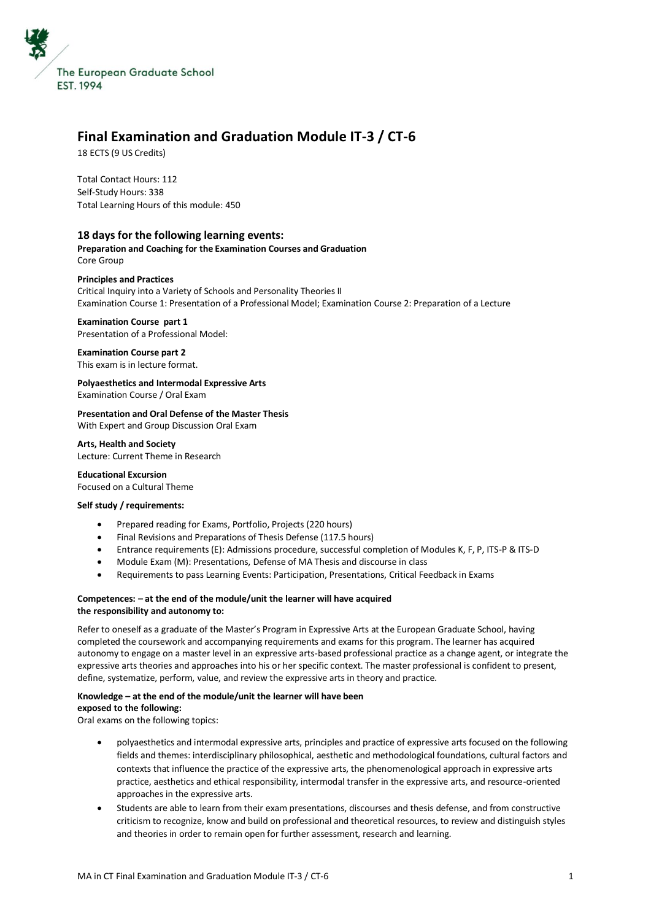The European Graduate School
EST. 1994

# Final Examination and Graduation Module IT-3 / CT-6

18 ECTS (9 US Credits)

Total Contact Hours: 112
Self-Study Hours: 338
Total Learning Hours of this module: 450

## 18 days for the following learning events:

**Preparation and Coaching for the Examination Courses and Graduation**
Core Group

**Principles and Practices**
Critical Inquiry into a Variety of Schools and Personality Theories II
Examination Course 1: Presentation of a Professional Model; Examination Course 2: Preparation of a Lecture

**Examination Course part 1**
Presentation of a Professional Model:

**Examination Course part 2**
This exam is in lecture format.

**Polyaesthetics and Intermodal Expressive Arts**
Examination Course / Oral Exam

**Presentation and Oral Defense of the Master Thesis**
With Expert and Group Discussion Oral Exam

**Arts, Health and Society**
Lecture: Current Theme in Research

**Educational Excursion**
Focused on a Cultural Theme

**Self study / requirements:**

- Prepared reading for Exams, Portfolio, Projects (220 hours)
- Final Revisions and Preparations of Thesis Defense (117.5 hours)
- Entrance requirements (E): Admissions procedure, successful completion of Modules K, F, P, ITS-P & ITS-D
- Module Exam (M): Presentations, Defense of MA Thesis and discourse in class
- Requirements to pass Learning Events: Participation, Presentations, Critical Feedback in Exams

**Competences: – at the end of the module/unit the learner will have acquired the responsibility and autonomy to:**

Refer to oneself as a graduate of the Master's Program in Expressive Arts at the European Graduate School, having completed the coursework and accompanying requirements and exams for this program. The learner has acquired autonomy to engage on a master level in an expressive arts-based professional practice as a change agent, or integrate the expressive arts theories and approaches into his or her specific context. The master professional is confident to present, define, systematize, perform, value, and review the expressive arts in theory and practice.

**Knowledge – at the end of the module/unit the learner will have been exposed to the following:**
Oral exams on the following topics:

- polyaesthetics and intermodal expressive arts, principles and practice of expressive arts focused on the following fields and themes: interdisciplinary philosophical, aesthetic and methodological foundations, cultural factors and contexts that influence the practice of the expressive arts, the phenomenological approach in expressive arts practice, aesthetics and ethical responsibility, intermodal transfer in the expressive arts, and resource-oriented approaches in the expressive arts.
- Students are able to learn from their exam presentations, discourses and thesis defense, and from constructive criticism to recognize, know and build on professional and theoretical resources, to review and distinguish styles and theories in order to remain open for further assessment, research and learning.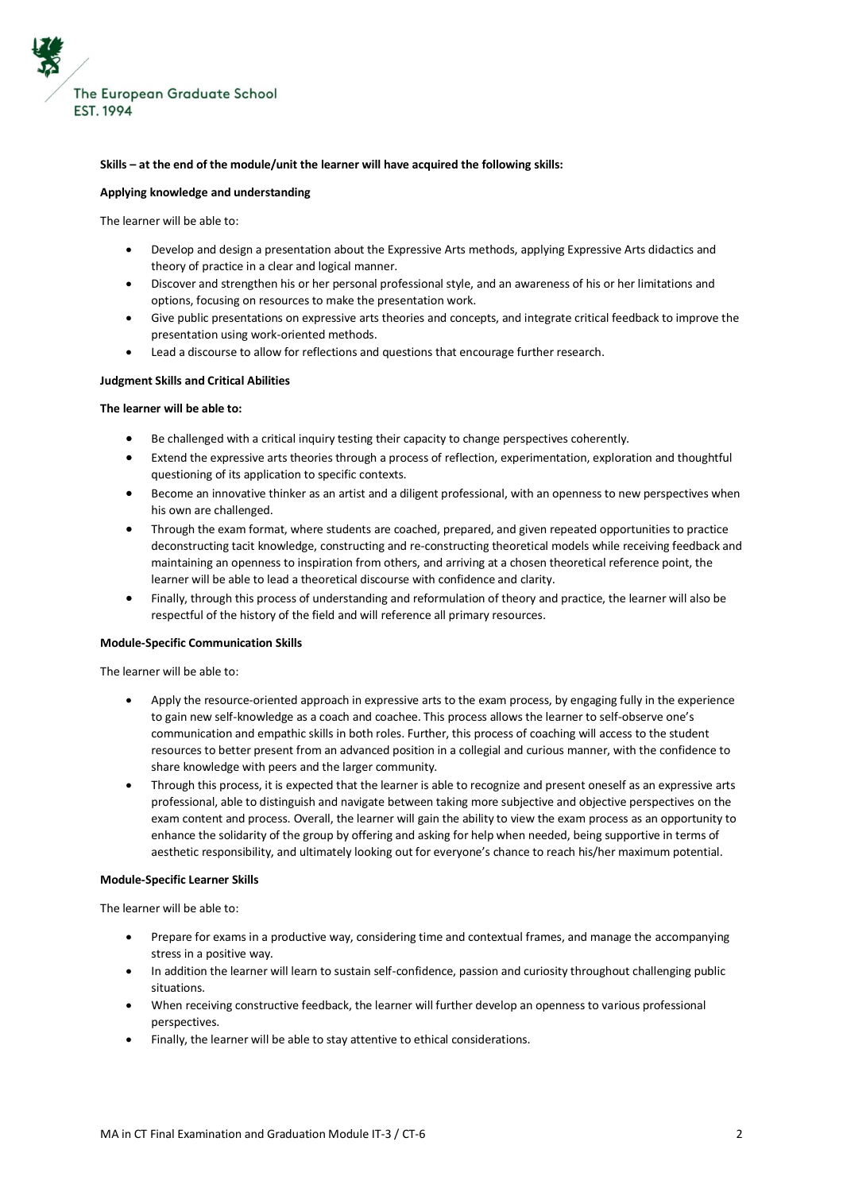**Skills – at the end of the module/unit the learner will have acquired the following skills:**

**Applying knowledge and understanding**

The learner will be able to:

- Develop and design a presentation about the Expressive Arts methods, applying Expressive Arts didactics and theory of practice in a clear and logical manner.
- Discover and strengthen his or her personal professional style, and an awareness of his or her limitations and options, focusing on resources to make the presentation work.
- Give public presentations on expressive arts theories and concepts, and integrate critical feedback to improve the presentation using work-oriented methods.
- Lead a discourse to allow for reflections and questions that encourage further research.

**Judgment Skills and Critical Abilities**

**The learner will be able to:**

- Be challenged with a critical inquiry testing their capacity to change perspectives coherently.
- Extend the expressive arts theories through a process of reflection, experimentation, exploration and thoughtful questioning of its application to specific contexts.
- Become an innovative thinker as an artist and a diligent professional, with an openness to new perspectives when his own are challenged.
- Through the exam format, where students are coached, prepared, and given repeated opportunities to practice deconstructing tacit knowledge, constructing and re-constructing theoretical models while receiving feedback and maintaining an openness to inspiration from others, and arriving at a chosen theoretical reference point, the learner will be able to lead a theoretical discourse with confidence and clarity.
- Finally, through this process of understanding and reformulation of theory and practice, the learner will also be respectful of the history of the field and will reference all primary resources.

**Module-Specific Communication Skills**

The learner will be able to:

- Apply the resource-oriented approach in expressive arts to the exam process, by engaging fully in the experience to gain new self-knowledge as a coach and coachee. This process allows the learner to self-observe one's communication and empathic skills in both roles. Further, this process of coaching will access to the student resources to better present from an advanced position in a collegial and curious manner, with the confidence to share knowledge with peers and the larger community.
- Through this process, it is expected that the learner is able to recognize and present oneself as an expressive arts professional, able to distinguish and navigate between taking more subjective and objective perspectives on the exam content and process. Overall, the learner will gain the ability to view the exam process as an opportunity to enhance the solidarity of the group by offering and asking for help when needed, being supportive in terms of aesthetic responsibility, and ultimately looking out for everyone's chance to reach his/her maximum potential.

**Module-Specific Learner Skills**

The learner will be able to:

- Prepare for exams in a productive way, considering time and contextual frames, and manage the accompanying stress in a positive way.
- In addition the learner will learn to sustain self-confidence, passion and curiosity throughout challenging public situations.
- When receiving constructive feedback, the learner will further develop an openness to various professional perspectives.
- Finally, the learner will be able to stay attentive to ethical considerations.